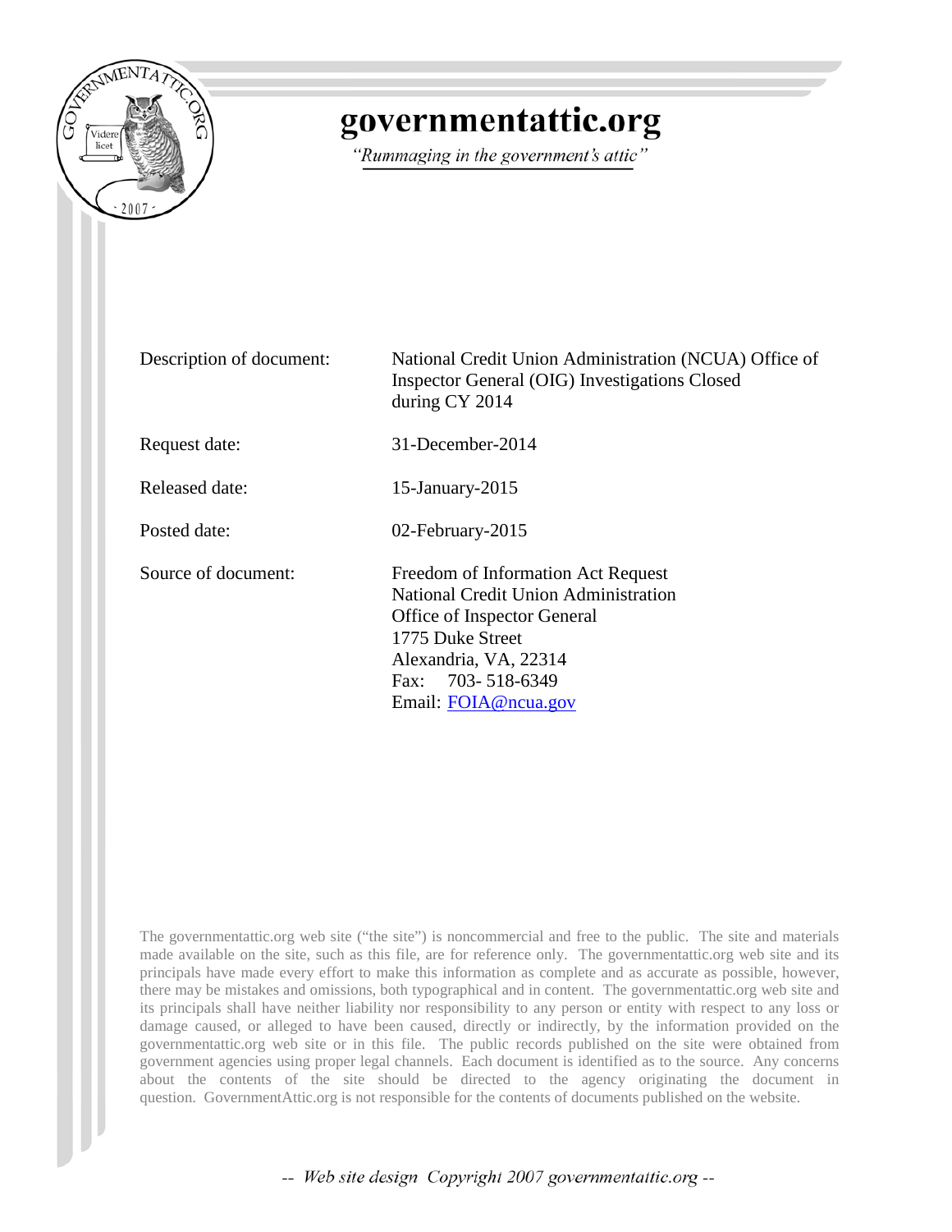# governmentattic.org

*"Rummaging in the government's attic"*

| | |
|---|---|
| Description of document: | National Credit Union Administration (NCUA) Office of Inspector General (OIG) Investigations Closed during CY 2014 |
| Request date: | 31-December-2014 |
| Released date: | 15-January-2015 |
| Posted date: | 02-February-2015 |
| Source of document: | Freedom of Information Act Request<br>National Credit Union Administration<br>Office of Inspector General<br>1775 Duke Street<br>Alexandria, VA, 22314<br>Fax: 703- 518-6349<br>Email: FOIA@ncua.gov |

The governmentattic.org web site ("the site") is noncommercial and free to the public. The site and materials made available on the site, such as this file, are for reference only. The governmentattic.org web site and its principals have made every effort to make this information as complete and as accurate as possible, however, there may be mistakes and omissions, both typographical and in content. The governmentattic.org web site and its principals shall have neither liability nor responsibility to any person or entity with respect to any loss or damage caused, or alleged to have been caused, directly or indirectly, by the information provided on the governmentattic.org web site or in this file. The public records published on the site were obtained from government agencies using proper legal channels. Each document is identified as to the source. Any concerns about the contents of the site should be directed to the agency originating the document in question. GovernmentAttic.org is not responsible for the contents of documents published on the website.

*-- Web site design Copyright 2007 governmentattic.org --*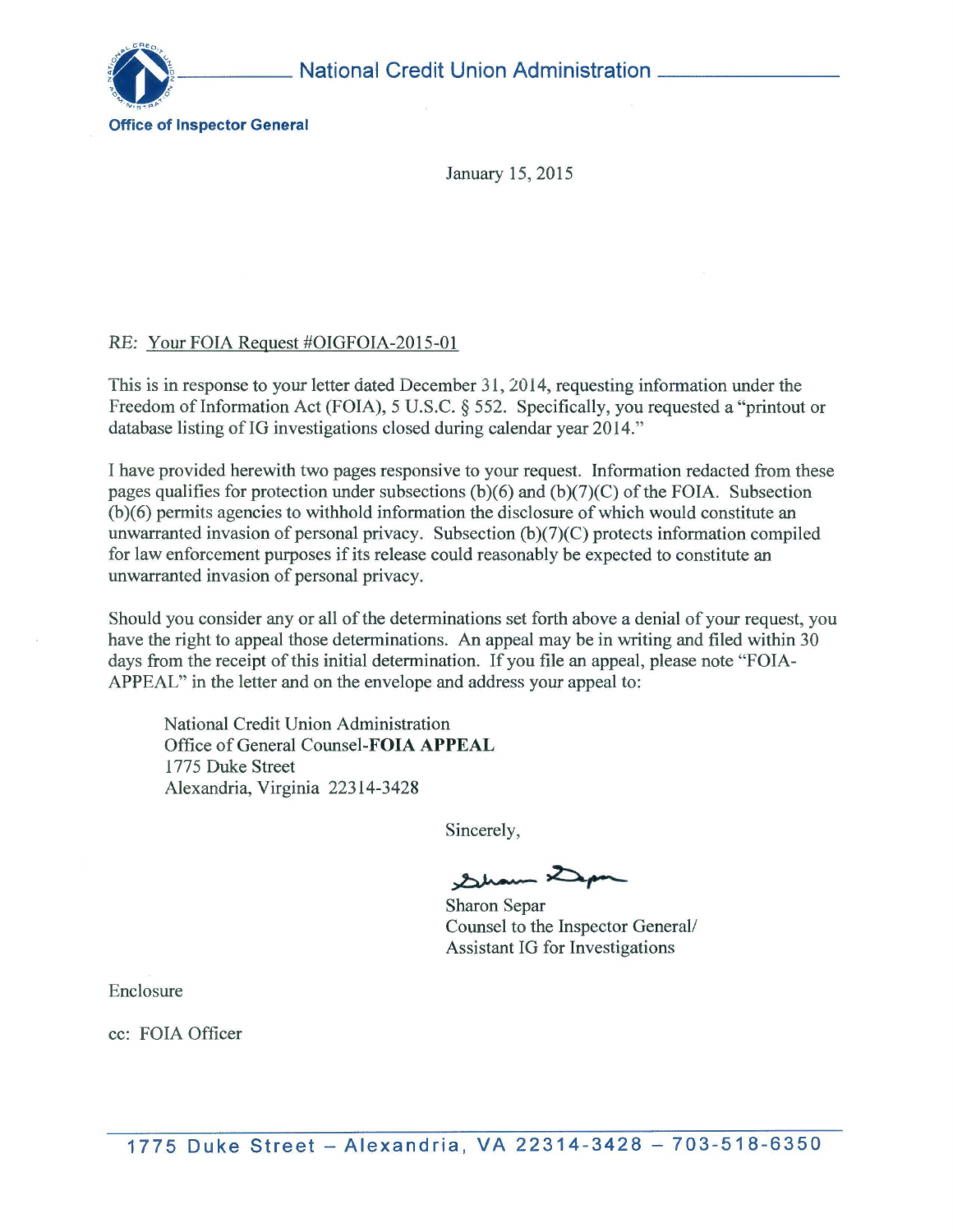National Credit Union Administration

Office of Inspector General

January 15, 2015

RE: Your FOIA Request #OIGFOIA-2015-01

This is in response to your letter dated December 31, 2014, requesting information under the Freedom of Information Act (FOIA), 5 U.S.C. § 552. Specifically, you requested a "printout or database listing of IG investigations closed during calendar year 2014."

I have provided herewith two pages responsive to your request. Information redacted from these pages qualifies for protection under subsections (b)(6) and (b)(7)(C) of the FOIA. Subsection (b)(6) permits agencies to withhold information the disclosure of which would constitute an unwarranted invasion of personal privacy. Subsection (b)(7)(C) protects information compiled for law enforcement purposes if its release could reasonably be expected to constitute an unwarranted invasion of personal privacy.

Should you consider any or all of the determinations set forth above a denial of your request, you have the right to appeal those determinations. An appeal may be in writing and filed within 30 days from the receipt of this initial determination. If you file an appeal, please note "FOIA-APPEAL" in the letter and on the envelope and address your appeal to:

> National Credit Union Administration
> Office of General Counsel-**FOIA APPEAL**
> 1775 Duke Street
> Alexandria, Virginia 22314-3428

Sincerely,

Sharon Separ
Counsel to the Inspector General/
Assistant IG for Investigations

Enclosure

cc: FOIA Officer

1775 Duke Street – Alexandria, VA 22314-3428 – 703-518-6350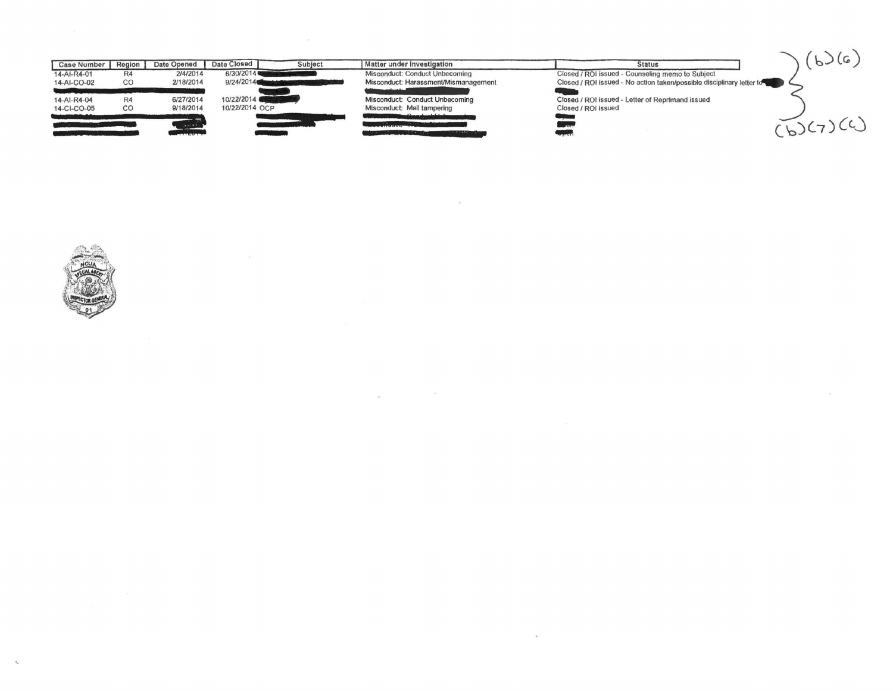| Case Number | Region | Date Opened | Date Closed | Subject | Matter under Investigation | Status |
|---|---|---|---|---|---|---|
| 14-AI-R4-01 | R4 | 2/4/2014 | 6/30/2014 | | Misconduct: Conduct Unbecoming | Closed / ROI issued - Counseling memo to Subject |
| 14-AI-CO-02 | CO | 2/18/2014 | 9/24/2014 | | Misconduct: Harassment/Mismanagement | Closed / ROI issued - No action taken/possible disciplinary letter to |
| | | | | | | |
| 14-AI-R4-04 | R4 | 6/27/2014 | 10/22/2014 | | Misconduct: Conduct Unbecoming | Closed / ROI issued - Letter of Reprimand issued |
| 14-CI-CO-05 | CO | 9/18/2014 | 10/22/2014 | OCP | Misconduct: Mail tampering | Closed / ROI issued |
| | | | | | | |
| | | | | | | |
| | | | | | | |

(b)(6)

(b)(7)(c)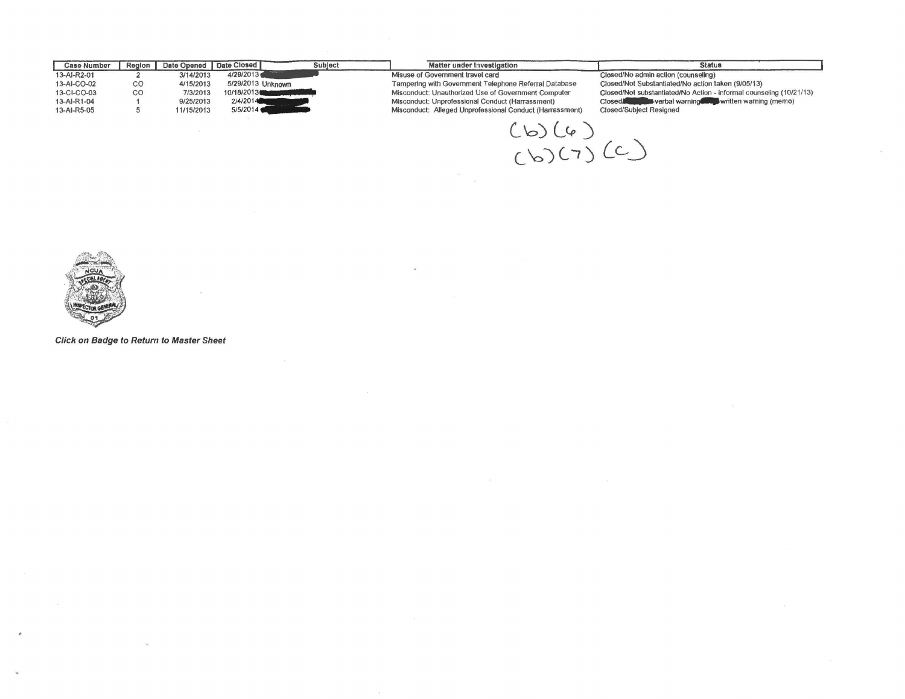| Case Number | Region | Date Opened | Date Closed | Subject | Matter under Investigation | Status |
|---|---|---|---|---|---|---|
| 13-AI-R2-01 | 2 | 3/14/2013 | 4/29/2013 | | Misuse of Government travel card | Closed/No admin action (counseling) |
| 13-AI-CO-02 | CO | 4/15/2013 | 5/29/2013 | Unknown | Tampering with Government Telephone Referral Database | Closed/Not Substantiated/No action taken (9/05/13) |
| 13-CI-CO-03 | CO | 7/3/2013 | 10/18/2013 | | Misconduct: Unauthorized Use of Government Computer | Closed/Not substantiated/No Action - informal counseling (10/21/13) |
| 13-AI-R1-04 | 1 | 9/25/2013 | 2/4/2014 | | Misconduct: Unprofessional Conduct (Harrassment) | Closed verbal warning written warning (memo) |
| 13-AI-R5-05 | 5 | 11/15/2013 | 5/5/2014 | | Misconduct: Alleged Unprofessional Conduct (Harrassment) | Closed/Subject Resigned |

(b)(6)
(b)(7)(c)

***Click on Badge to Return to Master Sheet***